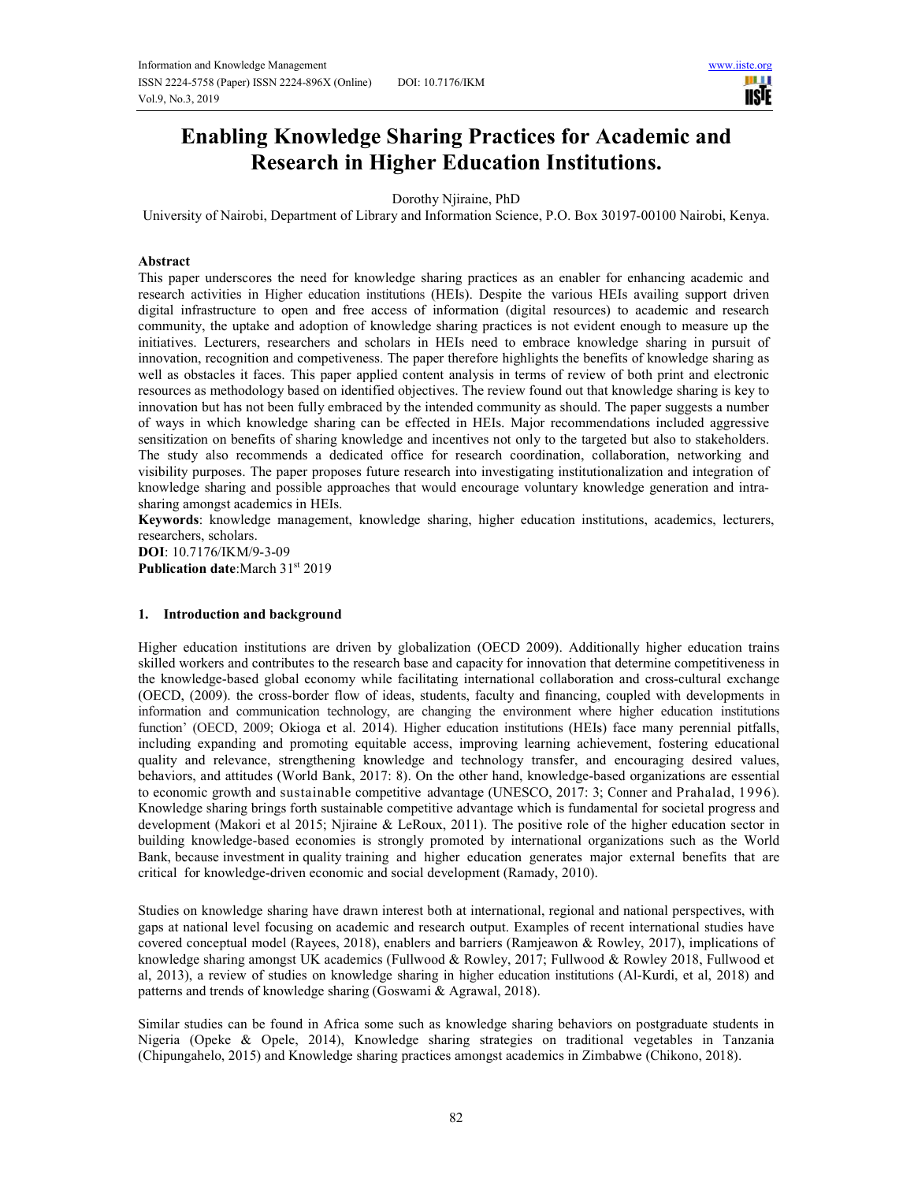# Enabling Knowledge Sharing Practices for Academic and Research in Higher Education Institutions.

Dorothy Njiraine, PhD

University of Nairobi, Department of Library and Information Science, P.O. Box 30197-00100 Nairobi, Kenya.

## Abstract

This paper underscores the need for knowledge sharing practices as an enabler for enhancing academic and research activities in Higher education institutions (HEIs). Despite the various HEIs availing support driven digital infrastructure to open and free access of information (digital resources) to academic and research community, the uptake and adoption of knowledge sharing practices is not evident enough to measure up the initiatives. Lecturers, researchers and scholars in HEIs need to embrace knowledge sharing in pursuit of innovation, recognition and competiveness. The paper therefore highlights the benefits of knowledge sharing as well as obstacles it faces. This paper applied content analysis in terms of review of both print and electronic resources as methodology based on identified objectives. The review found out that knowledge sharing is key to innovation but has not been fully embraced by the intended community as should. The paper suggests a number of ways in which knowledge sharing can be effected in HEIs. Major recommendations included aggressive sensitization on benefits of sharing knowledge and incentives not only to the targeted but also to stakeholders. The study also recommends a dedicated office for research coordination, collaboration, networking and visibility purposes. The paper proposes future research into investigating institutionalization and integration of knowledge sharing and possible approaches that would encourage voluntary knowledge generation and intra-sharing amongst academics in HEIs.

**Keywords**: knowledge management, knowledge sharing, higher education institutions, academics, lecturers, researchers, scholars.

**DOI**: 10.7176/IKM/9-3-09

**Publication date**:March 31st 2019

## 1. Introduction and background

Higher education institutions are driven by globalization (OECD 2009). Additionally higher education trains skilled workers and contributes to the research base and capacity for innovation that determine competitiveness in the knowledge-based global economy while facilitating international collaboration and cross-cultural exchange (OECD, (2009). the cross-border flow of ideas, students, faculty and financing, coupled with developments in information and communication technology, are changing the environment where higher education institutions function' (OECD, 2009; Okioga et al. 2014). Higher education institutions (HEIs) face many perennial pitfalls, including expanding and promoting equitable access, improving learning achievement, fostering educational quality and relevance, strengthening knowledge and technology transfer, and encouraging desired values, behaviors, and attitudes (World Bank, 2017: 8). On the other hand, knowledge-based organizations are essential to economic growth and sustainable competitive advantage (UNESCO, 2017: 3; Conner and Prahalad, 1996). Knowledge sharing brings forth sustainable competitive advantage which is fundamental for societal progress and development (Makori et al 2015; Njiraine & LeRoux, 2011). The positive role of the higher education sector in building knowledge-based economies is strongly promoted by international organizations such as the World Bank, because investment in quality training and higher education generates major external benefits that are critical for knowledge-driven economic and social development (Ramady, 2010).

Studies on knowledge sharing have drawn interest both at international, regional and national perspectives, with gaps at national level focusing on academic and research output. Examples of recent international studies have covered conceptual model (Rayees, 2018), enablers and barriers (Ramjeawon & Rowley, 2017), implications of knowledge sharing amongst UK academics (Fullwood & Rowley, 2017; Fullwood & Rowley 2018, Fullwood et al, 2013), a review of studies on knowledge sharing in higher education institutions (Al-Kurdi, et al, 2018) and patterns and trends of knowledge sharing (Goswami & Agrawal, 2018).

Similar studies can be found in Africa some such as knowledge sharing behaviors on postgraduate students in Nigeria (Opeke & Opele, 2014), Knowledge sharing strategies on traditional vegetables in Tanzania (Chipungahelo, 2015) and Knowledge sharing practices amongst academics in Zimbabwe (Chikono, 2018).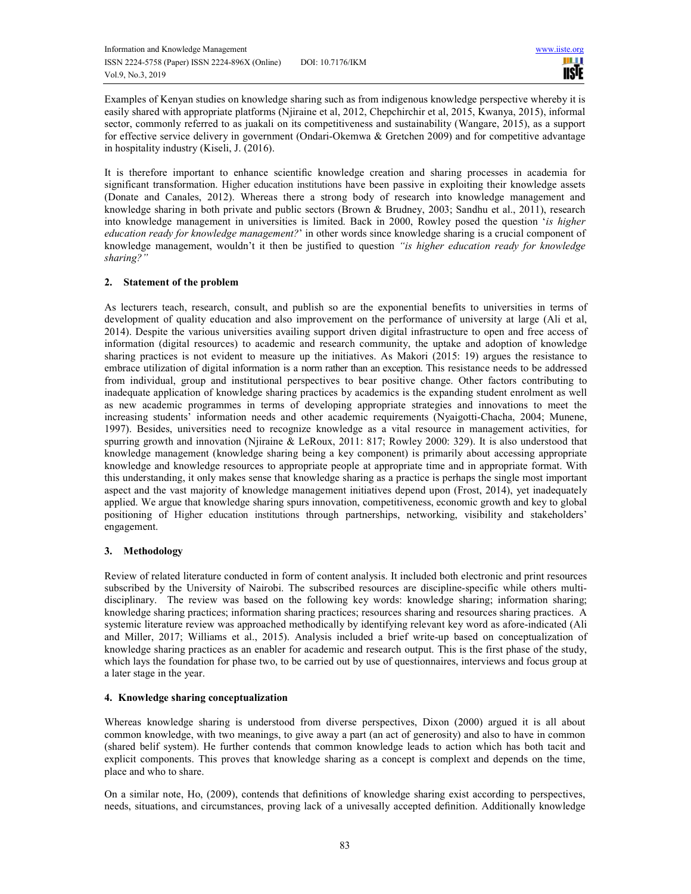Examples of Kenyan studies on knowledge sharing such as from indigenous knowledge perspective whereby it is easily shared with appropriate platforms (Njiraine et al, 2012, Chepchirchir et al, 2015, Kwanya, 2015), informal sector, commonly referred to as juakali on its competitiveness and sustainability (Wangare, 2015), as a support for effective service delivery in government (Ondari-Okemwa & Gretchen 2009) and for competitive advantage in hospitality industry (Kiseli, J. (2016).

It is therefore important to enhance scientific knowledge creation and sharing processes in academia for significant transformation. Higher education institutions have been passive in exploiting their knowledge assets (Donate and Canales, 2012). Whereas there a strong body of research into knowledge management and knowledge sharing in both private and public sectors (Brown & Brudney, 2003; Sandhu et al., 2011), research into knowledge management in universities is limited. Back in 2000, Rowley posed the question '*is higher education ready for knowledge management?*' in other words since knowledge sharing is a crucial component of knowledge management, wouldn't it then be justified to question *"is higher education ready for knowledge sharing?"*

## 2. Statement of the problem

As lecturers teach, research, consult, and publish so are the exponential benefits to universities in terms of development of quality education and also improvement on the performance of university at large (Ali et al, 2014). Despite the various universities availing support driven digital infrastructure to open and free access of information (digital resources) to academic and research community, the uptake and adoption of knowledge sharing practices is not evident to measure up the initiatives. As Makori (2015: 19) argues the resistance to embrace utilization of digital information is a norm rather than an exception. This resistance needs to be addressed from individual, group and institutional perspectives to bear positive change. Other factors contributing to inadequate application of knowledge sharing practices by academics is the expanding student enrolment as well as new academic programmes in terms of developing appropriate strategies and innovations to meet the increasing students' information needs and other academic requirements (Nyaigotti-Chacha, 2004; Munene, 1997). Besides, universities need to recognize knowledge as a vital resource in management activities, for spurring growth and innovation (Njiraine & LeRoux, 2011: 817; Rowley 2000: 329). It is also understood that knowledge management (knowledge sharing being a key component) is primarily about accessing appropriate knowledge and knowledge resources to appropriate people at appropriate time and in appropriate format. With this understanding, it only makes sense that knowledge sharing as a practice is perhaps the single most important aspect and the vast majority of knowledge management initiatives depend upon (Frost, 2014), yet inadequately applied. We argue that knowledge sharing spurs innovation, competitiveness, economic growth and key to global positioning of Higher education institutions through partnerships, networking, visibility and stakeholders' engagement.

## 3. Methodology

Review of related literature conducted in form of content analysis. It included both electronic and print resources subscribed by the University of Nairobi. The subscribed resources are discipline-specific while others multi-disciplinary. The review was based on the following key words: knowledge sharing; information sharing; knowledge sharing practices; information sharing practices; resources sharing and resources sharing practices. A systemic literature review was approached methodically by identifying relevant key word as afore-indicated (Ali and Miller, 2017; Williams et al., 2015). Analysis included a brief write-up based on conceptualization of knowledge sharing practices as an enabler for academic and research output. This is the first phase of the study, which lays the foundation for phase two, to be carried out by use of questionnaires, interviews and focus group at a later stage in the year.

## 4. Knowledge sharing conceptualization

Whereas knowledge sharing is understood from diverse perspectives, Dixon (2000) argued it is all about common knowledge, with two meanings, to give away a part (an act of generosity) and also to have in common (shared belif system). He further contends that common knowledge leads to action which has both tacit and explicit components. This proves that knowledge sharing as a concept is complext and depends on the time, place and who to share.

On a similar note, Ho, (2009), contends that definitions of knowledge sharing exist according to perspectives, needs, situations, and circumstances, proving lack of a univesally accepted definition. Additionally knowledge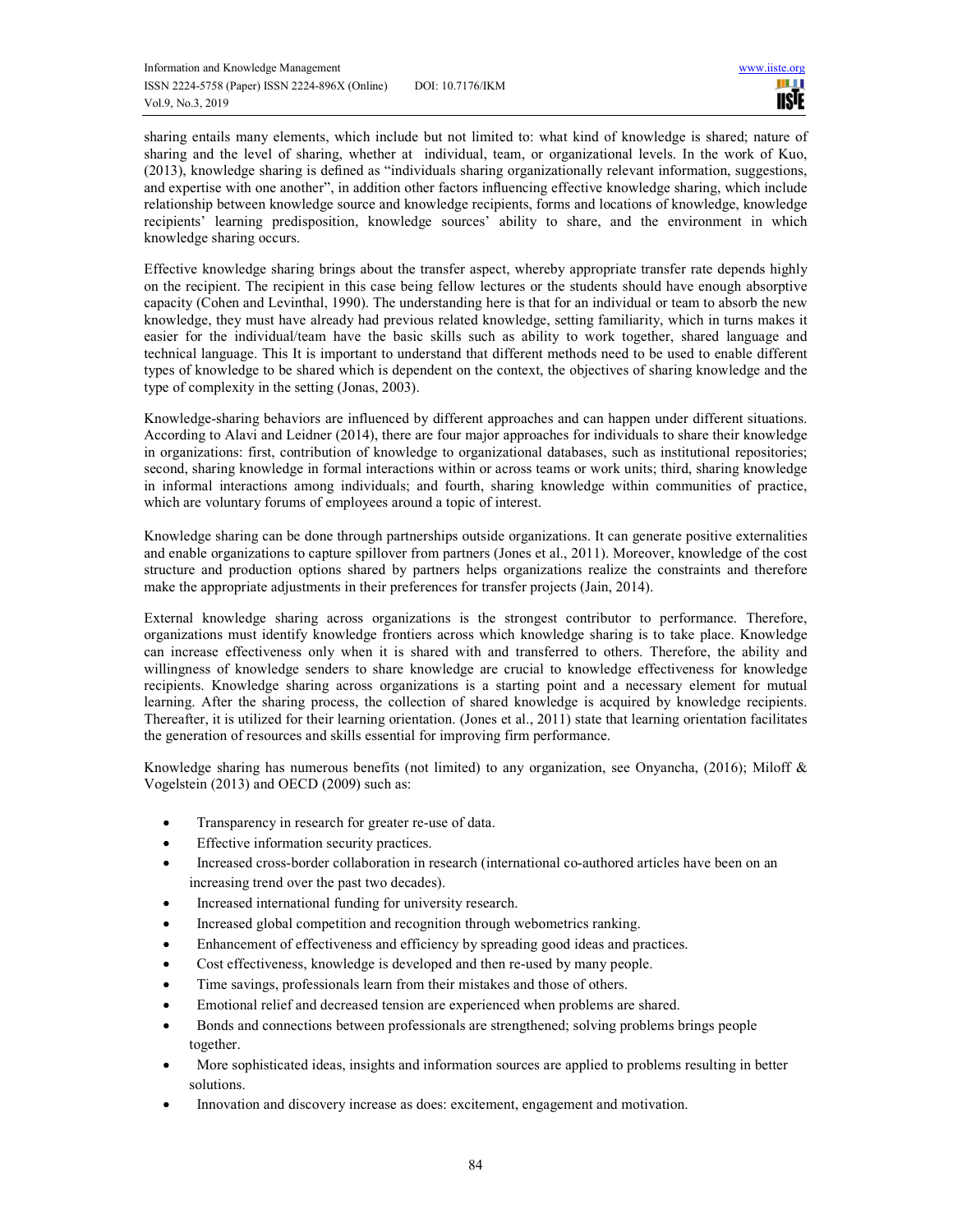sharing entails many elements, which include but not limited to: what kind of knowledge is shared; nature of sharing and the level of sharing, whether at individual, team, or organizational levels. In the work of Kuo, (2013), knowledge sharing is defined as "individuals sharing organizationally relevant information, suggestions, and expertise with one another", in addition other factors influencing effective knowledge sharing, which include relationship between knowledge source and knowledge recipients, forms and locations of knowledge, knowledge recipients' learning predisposition, knowledge sources' ability to share, and the environment in which knowledge sharing occurs.

Effective knowledge sharing brings about the transfer aspect, whereby appropriate transfer rate depends highly on the recipient. The recipient in this case being fellow lectures or the students should have enough absorptive capacity (Cohen and Levinthal, 1990). The understanding here is that for an individual or team to absorb the new knowledge, they must have already had previous related knowledge, setting familiarity, which in turns makes it easier for the individual/team have the basic skills such as ability to work together, shared language and technical language. This It is important to understand that different methods need to be used to enable different types of knowledge to be shared which is dependent on the context, the objectives of sharing knowledge and the type of complexity in the setting (Jonas, 2003).

Knowledge-sharing behaviors are influenced by different approaches and can happen under different situations. According to Alavi and Leidner (2014), there are four major approaches for individuals to share their knowledge in organizations: first, contribution of knowledge to organizational databases, such as institutional repositories; second, sharing knowledge in formal interactions within or across teams or work units; third, sharing knowledge in informal interactions among individuals; and fourth, sharing knowledge within communities of practice, which are voluntary forums of employees around a topic of interest.

Knowledge sharing can be done through partnerships outside organizations. It can generate positive externalities and enable organizations to capture spillover from partners (Jones et al., 2011). Moreover, knowledge of the cost structure and production options shared by partners helps organizations realize the constraints and therefore make the appropriate adjustments in their preferences for transfer projects (Jain, 2014).

External knowledge sharing across organizations is the strongest contributor to performance. Therefore, organizations must identify knowledge frontiers across which knowledge sharing is to take place. Knowledge can increase effectiveness only when it is shared with and transferred to others. Therefore, the ability and willingness of knowledge senders to share knowledge are crucial to knowledge effectiveness for knowledge recipients. Knowledge sharing across organizations is a starting point and a necessary element for mutual learning. After the sharing process, the collection of shared knowledge is acquired by knowledge recipients. Thereafter, it is utilized for their learning orientation. (Jones et al., 2011) state that learning orientation facilitates the generation of resources and skills essential for improving firm performance.

Knowledge sharing has numerous benefits (not limited) to any organization, see Onyancha, (2016); Miloff & Vogelstein (2013) and OECD (2009) such as:

- Transparency in research for greater re-use of data.
- Effective information security practices.
- Increased cross-border collaboration in research (international co-authored articles have been on an increasing trend over the past two decades).
- Increased international funding for university research.
- Increased global competition and recognition through webometrics ranking.
- Enhancement of effectiveness and efficiency by spreading good ideas and practices.
- Cost effectiveness, knowledge is developed and then re-used by many people.
- Time savings, professionals learn from their mistakes and those of others.
- Emotional relief and decreased tension are experienced when problems are shared.
- Bonds and connections between professionals are strengthened; solving problems brings people together.
- More sophisticated ideas, insights and information sources are applied to problems resulting in better solutions.
- Innovation and discovery increase as does: excitement, engagement and motivation.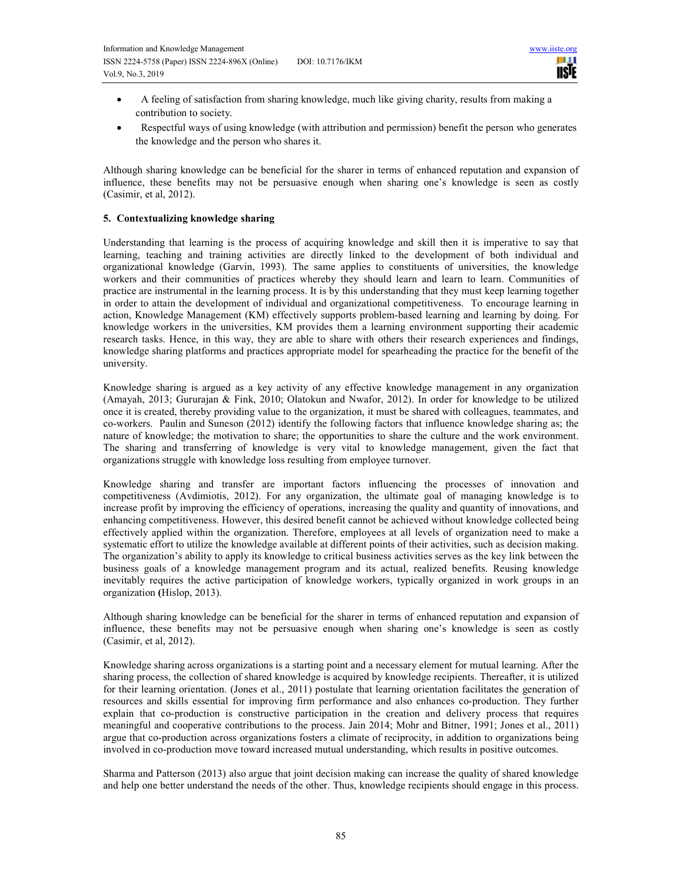- A feeling of satisfaction from sharing knowledge, much like giving charity, results from making a contribution to society.
- Respectful ways of using knowledge (with attribution and permission) benefit the person who generates the knowledge and the person who shares it.

Although sharing knowledge can be beneficial for the sharer in terms of enhanced reputation and expansion of influence, these benefits may not be persuasive enough when sharing one's knowledge is seen as costly (Casimir, et al, 2012).

## 5. Contextualizing knowledge sharing

Understanding that learning is the process of acquiring knowledge and skill then it is imperative to say that learning, teaching and training activities are directly linked to the development of both individual and organizational knowledge (Garvin, 1993). The same applies to constituents of universities, the knowledge workers and their communities of practices whereby they should learn and learn to learn. Communities of practice are instrumental in the learning process. It is by this understanding that they must keep learning together in order to attain the development of individual and organizational competitiveness. To encourage learning in action, Knowledge Management (KM) effectively supports problem-based learning and learning by doing. For knowledge workers in the universities, KM provides them a learning environment supporting their academic research tasks. Hence, in this way, they are able to share with others their research experiences and findings, knowledge sharing platforms and practices appropriate model for spearheading the practice for the benefit of the university.

Knowledge sharing is argued as a key activity of any effective knowledge management in any organization (Amayah, 2013; Gururajan & Fink, 2010; Olatokun and Nwafor, 2012). In order for knowledge to be utilized once it is created, thereby providing value to the organization, it must be shared with colleagues, teammates, and co-workers. Paulin and Suneson (2012) identify the following factors that influence knowledge sharing as; the nature of knowledge; the motivation to share; the opportunities to share the culture and the work environment. The sharing and transferring of knowledge is very vital to knowledge management, given the fact that organizations struggle with knowledge loss resulting from employee turnover.

Knowledge sharing and transfer are important factors influencing the processes of innovation and competitiveness (Avdimiotis, 2012). For any organization, the ultimate goal of managing knowledge is to increase profit by improving the efficiency of operations, increasing the quality and quantity of innovations, and enhancing competitiveness. However, this desired benefit cannot be achieved without knowledge collected being effectively applied within the organization. Therefore, employees at all levels of organization need to make a systematic effort to utilize the knowledge available at different points of their activities, such as decision making. The organization's ability to apply its knowledge to critical business activities serves as the key link between the business goals of a knowledge management program and its actual, realized benefits. Reusing knowledge inevitably requires the active participation of knowledge workers, typically organized in work groups in an organization **(**Hislop, 2013).

Although sharing knowledge can be beneficial for the sharer in terms of enhanced reputation and expansion of influence, these benefits may not be persuasive enough when sharing one's knowledge is seen as costly (Casimir, et al, 2012).

Knowledge sharing across organizations is a starting point and a necessary element for mutual learning. After the sharing process, the collection of shared knowledge is acquired by knowledge recipients. Thereafter, it is utilized for their learning orientation. (Jones et al., 2011) postulate that learning orientation facilitates the generation of resources and skills essential for improving firm performance and also enhances co-production. They further explain that co-production is constructive participation in the creation and delivery process that requires meaningful and cooperative contributions to the process. Jain 2014; Mohr and Bitner, 1991; Jones et al., 2011) argue that co-production across organizations fosters a climate of reciprocity, in addition to organizations being involved in co-production move toward increased mutual understanding, which results in positive outcomes.

Sharma and Patterson (2013) also argue that joint decision making can increase the quality of shared knowledge and help one better understand the needs of the other. Thus, knowledge recipients should engage in this process.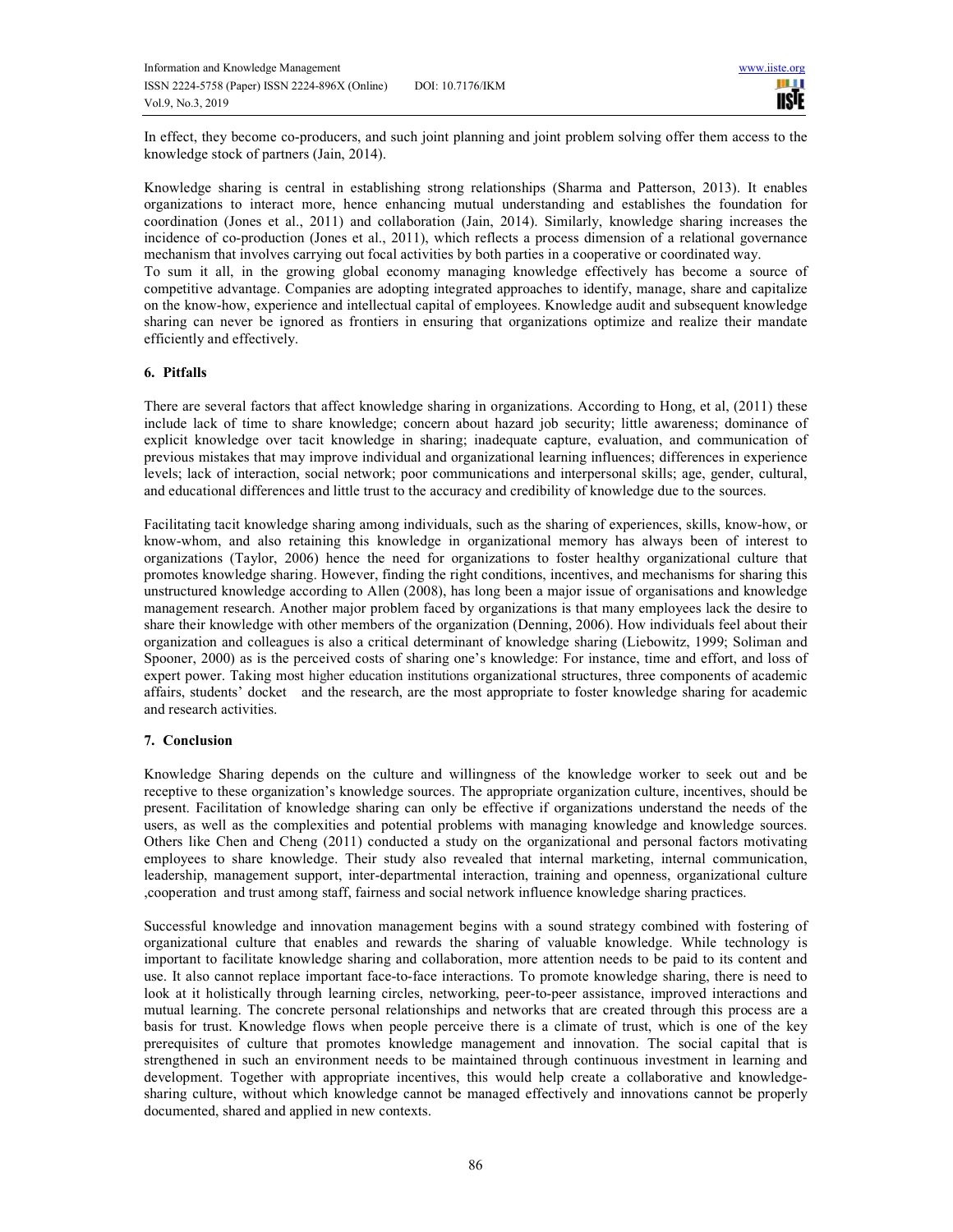In effect, they become co-producers, and such joint planning and joint problem solving offer them access to the knowledge stock of partners (Jain, 2014).

Knowledge sharing is central in establishing strong relationships (Sharma and Patterson, 2013). It enables organizations to interact more, hence enhancing mutual understanding and establishes the foundation for coordination (Jones et al., 2011) and collaboration (Jain, 2014). Similarly, knowledge sharing increases the incidence of co-production (Jones et al., 2011), which reflects a process dimension of a relational governance mechanism that involves carrying out focal activities by both parties in a cooperative or coordinated way.

To sum it all, in the growing global economy managing knowledge effectively has become a source of competitive advantage. Companies are adopting integrated approaches to identify, manage, share and capitalize on the know-how, experience and intellectual capital of employees. Knowledge audit and subsequent knowledge sharing can never be ignored as frontiers in ensuring that organizations optimize and realize their mandate efficiently and effectively.

## 6. Pitfalls

There are several factors that affect knowledge sharing in organizations. According to Hong, et al, (2011) these include lack of time to share knowledge; concern about hazard job security; little awareness; dominance of explicit knowledge over tacit knowledge in sharing; inadequate capture, evaluation, and communication of previous mistakes that may improve individual and organizational learning influences; differences in experience levels; lack of interaction, social network; poor communications and interpersonal skills; age, gender, cultural, and educational differences and little trust to the accuracy and credibility of knowledge due to the sources.

Facilitating tacit knowledge sharing among individuals, such as the sharing of experiences, skills, know-how, or know-whom, and also retaining this knowledge in organizational memory has always been of interest to organizations (Taylor, 2006) hence the need for organizations to foster healthy organizational culture that promotes knowledge sharing. However, finding the right conditions, incentives, and mechanisms for sharing this unstructured knowledge according to Allen (2008), has long been a major issue of organisations and knowledge management research. Another major problem faced by organizations is that many employees lack the desire to share their knowledge with other members of the organization (Denning, 2006). How individuals feel about their organization and colleagues is also a critical determinant of knowledge sharing (Liebowitz, 1999; Soliman and Spooner, 2000) as is the perceived costs of sharing one's knowledge: For instance, time and effort, and loss of expert power. Taking most higher education institutions organizational structures, three components of academic affairs, students' docket and the research, are the most appropriate to foster knowledge sharing for academic and research activities.

## 7. Conclusion

Knowledge Sharing depends on the culture and willingness of the knowledge worker to seek out and be receptive to these organization's knowledge sources. The appropriate organization culture, incentives, should be present. Facilitation of knowledge sharing can only be effective if organizations understand the needs of the users, as well as the complexities and potential problems with managing knowledge and knowledge sources. Others like Chen and Cheng (2011) conducted a study on the organizational and personal factors motivating employees to share knowledge. Their study also revealed that internal marketing, internal communication, leadership, management support, inter-departmental interaction, training and openness, organizational culture ,cooperation and trust among staff, fairness and social network influence knowledge sharing practices.

Successful knowledge and innovation management begins with a sound strategy combined with fostering of organizational culture that enables and rewards the sharing of valuable knowledge. While technology is important to facilitate knowledge sharing and collaboration, more attention needs to be paid to its content and use. It also cannot replace important face-to-face interactions. To promote knowledge sharing, there is need to look at it holistically through learning circles, networking, peer-to-peer assistance, improved interactions and mutual learning. The concrete personal relationships and networks that are created through this process are a basis for trust. Knowledge flows when people perceive there is a climate of trust, which is one of the key prerequisites of culture that promotes knowledge management and innovation. The social capital that is strengthened in such an environment needs to be maintained through continuous investment in learning and development. Together with appropriate incentives, this would help create a collaborative and knowledge-sharing culture, without which knowledge cannot be managed effectively and innovations cannot be properly documented, shared and applied in new contexts.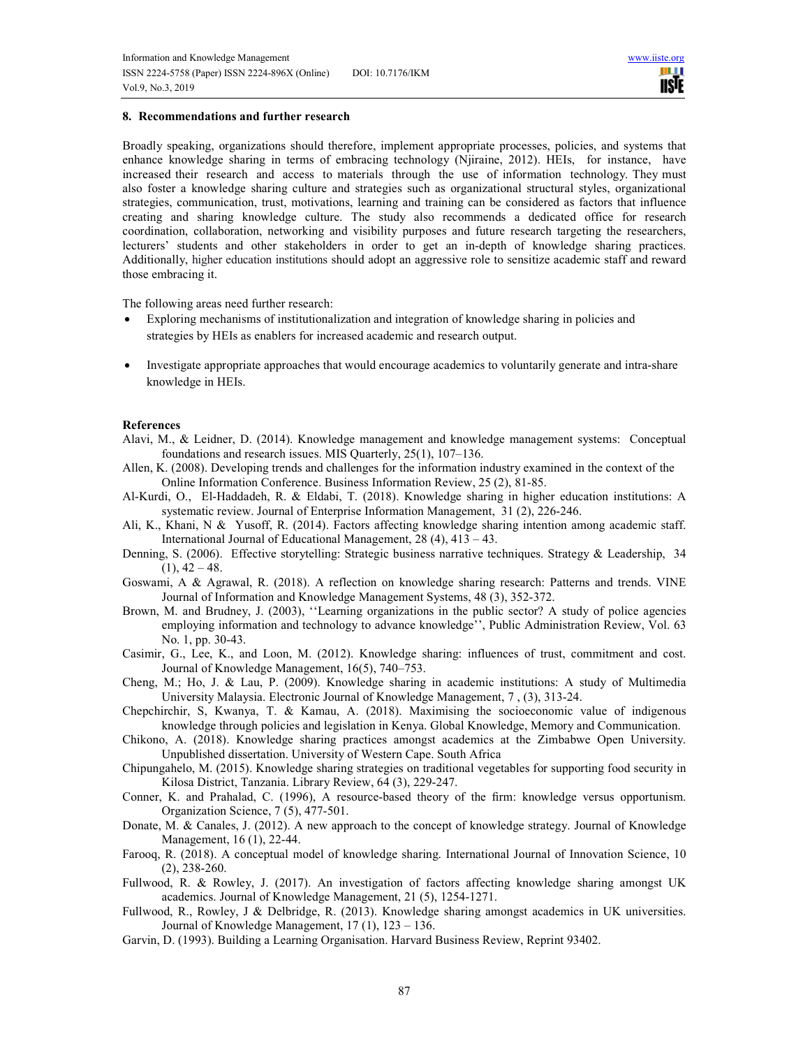## 8. Recommendations and further research

Broadly speaking, organizations should therefore, implement appropriate processes, policies, and systems that enhance knowledge sharing in terms of embracing technology (Njiraine, 2012). HEIs, for instance, have increased their research and access to materials through the use of information technology. They must also foster a knowledge sharing culture and strategies such as organizational structural styles, organizational strategies, communication, trust, motivations, learning and training can be considered as factors that influence creating and sharing knowledge culture. The study also recommends a dedicated office for research coordination, collaboration, networking and visibility purposes and future research targeting the researchers, lecturers' students and other stakeholders in order to get an in-depth of knowledge sharing practices. Additionally, higher education institutions should adopt an aggressive role to sensitize academic staff and reward those embracing it.

The following areas need further research:

- Exploring mechanisms of institutionalization and integration of knowledge sharing in policies and strategies by HEIs as enablers for increased academic and research output.
- Investigate appropriate approaches that would encourage academics to voluntarily generate and intra-share knowledge in HEIs.

### References

Alavi, M., & Leidner, D. (2014). Knowledge management and knowledge management systems: Conceptual foundations and research issues. MIS Quarterly, 25(1), 107–136.

Allen, K. (2008). Developing trends and challenges for the information industry examined in the context of the Online Information Conference. Business Information Review, 25 (2), 81-85.

Al-Kurdi, O., El-Haddadeh, R. & Eldabi, T. (2018). Knowledge sharing in higher education institutions: A systematic review. Journal of Enterprise Information Management, 31 (2), 226-246.

Ali, K., Khani, N & Yusoff, R. (2014). Factors affecting knowledge sharing intention among academic staff. International Journal of Educational Management, 28 (4), 413 – 43.

Denning, S. (2006). Effective storytelling: Strategic business narrative techniques. Strategy & Leadership, 34 (1), 42 – 48.

Goswami, A & Agrawal, R. (2018). A reflection on knowledge sharing research: Patterns and trends. VINE Journal of Information and Knowledge Management Systems, 48 (3), 352-372.

Brown, M. and Brudney, J. (2003), ''Learning organizations in the public sector? A study of police agencies employing information and technology to advance knowledge'', Public Administration Review, Vol. 63 No. 1, pp. 30-43.

Casimir, G., Lee, K., and Loon, M. (2012). Knowledge sharing: influences of trust, commitment and cost. Journal of Knowledge Management, 16(5), 740–753.

Cheng, M.; Ho, J. & Lau, P. (2009). Knowledge sharing in academic institutions: A study of Multimedia University Malaysia. Electronic Journal of Knowledge Management, 7 , (3), 313-24.

Chepchirchir, S, Kwanya, T. & Kamau, A. (2018). Maximising the socioeconomic value of indigenous knowledge through policies and legislation in Kenya. Global Knowledge, Memory and Communication.

Chikono, A. (2018). Knowledge sharing practices amongst academics at the Zimbabwe Open University. Unpublished dissertation. University of Western Cape. South Africa

Chipungahelo, M. (2015). Knowledge sharing strategies on traditional vegetables for supporting food security in Kilosa District, Tanzania. Library Review, 64 (3), 229-247.

Conner, K. and Prahalad, C. (1996), A resource-based theory of the firm: knowledge versus opportunism. Organization Science, 7 (5), 477-501.

Donate, M. & Canales, J. (2012). A new approach to the concept of knowledge strategy. Journal of Knowledge Management, 16 (1), 22-44.

Farooq, R. (2018). A conceptual model of knowledge sharing. International Journal of Innovation Science, 10 (2), 238-260.

Fullwood, R. & Rowley, J. (2017). An investigation of factors affecting knowledge sharing amongst UK academics. Journal of Knowledge Management, 21 (5), 1254-1271.

Fullwood, R., Rowley, J & Delbridge, R. (2013). Knowledge sharing amongst academics in UK universities. Journal of Knowledge Management, 17 (1), 123 – 136.

Garvin, D. (1993). Building a Learning Organisation. Harvard Business Review, Reprint 93402.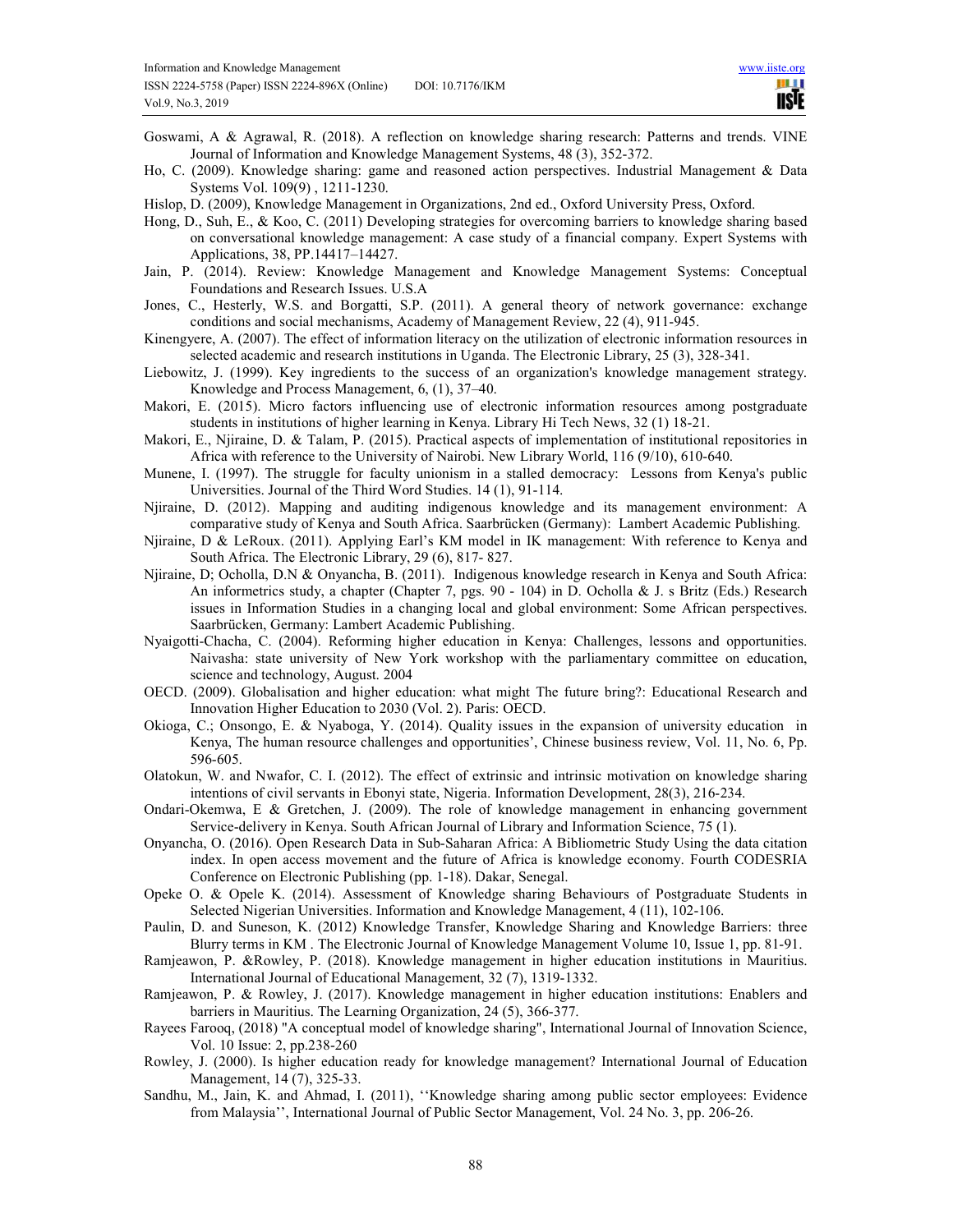Goswami, A & Agrawal, R. (2018). A reflection on knowledge sharing research: Patterns and trends. VINE Journal of Information and Knowledge Management Systems, 48 (3), 352-372.

Ho, C. (2009). Knowledge sharing: game and reasoned action perspectives. Industrial Management & Data Systems Vol. 109(9) , 1211-1230.

Hislop, D. (2009), Knowledge Management in Organizations, 2nd ed., Oxford University Press, Oxford.

Hong, D., Suh, E., & Koo, C. (2011) Developing strategies for overcoming barriers to knowledge sharing based on conversational knowledge management: A case study of a financial company. Expert Systems with Applications, 38, PP.14417–14427.

Jain, P. (2014). Review: Knowledge Management and Knowledge Management Systems: Conceptual Foundations and Research Issues. U.S.A

Jones, C., Hesterly, W.S. and Borgatti, S.P. (2011). A general theory of network governance: exchange conditions and social mechanisms, Academy of Management Review, 22 (4), 911-945.

Kinengyere, A. (2007). The effect of information literacy on the utilization of electronic information resources in selected academic and research institutions in Uganda. The Electronic Library, 25 (3), 328-341.

Liebowitz, J. (1999). Key ingredients to the success of an organization's knowledge management strategy. Knowledge and Process Management, 6, (1), 37–40.

Makori, E. (2015). Micro factors influencing use of electronic information resources among postgraduate students in institutions of higher learning in Kenya. Library Hi Tech News, 32 (1) 18-21.

Makori, E., Njiraine, D. & Talam, P. (2015). Practical aspects of implementation of institutional repositories in Africa with reference to the University of Nairobi. New Library World, 116 (9/10), 610-640.

Munene, I. (1997). The struggle for faculty unionism in a stalled democracy: Lessons from Kenya's public Universities. Journal of the Third Word Studies. 14 (1), 91-114.

Njiraine, D. (2012). Mapping and auditing indigenous knowledge and its management environment: A comparative study of Kenya and South Africa. Saarbrücken (Germany): Lambert Academic Publishing.

Njiraine, D & LeRoux. (2011). Applying Earl's KM model in IK management: With reference to Kenya and South Africa. The Electronic Library, 29 (6), 817- 827.

Njiraine, D; Ocholla, D.N & Onyancha, B. (2011). Indigenous knowledge research in Kenya and South Africa: An informetrics study, a chapter (Chapter 7, pgs. 90 - 104) in D. Ocholla & J. s Britz (Eds.) Research issues in Information Studies in a changing local and global environment: Some African perspectives. Saarbrücken, Germany: Lambert Academic Publishing.

Nyaigotti-Chacha, C. (2004). Reforming higher education in Kenya: Challenges, lessons and opportunities. Naivasha: state university of New York workshop with the parliamentary committee on education, science and technology, August. 2004

OECD. (2009). Globalisation and higher education: what might The future bring?: Educational Research and Innovation Higher Education to 2030 (Vol. 2). Paris: OECD.

Okioga, C.; Onsongo, E. & Nyaboga, Y. (2014). Quality issues in the expansion of university education in Kenya, The human resource challenges and opportunities', Chinese business review, Vol. 11, No. 6, Pp. 596-605.

Olatokun, W. and Nwafor, C. I. (2012). The effect of extrinsic and intrinsic motivation on knowledge sharing intentions of civil servants in Ebonyi state, Nigeria. Information Development, 28(3), 216-234.

Ondari-Okemwa, E & Gretchen, J. (2009). The role of knowledge management in enhancing government Service-delivery in Kenya. South African Journal of Library and Information Science, 75 (1).

Onyancha, O. (2016). Open Research Data in Sub-Saharan Africa: A Bibliometric Study Using the data citation index. In open access movement and the future of Africa is knowledge economy. Fourth CODESRIA Conference on Electronic Publishing (pp. 1-18). Dakar, Senegal.

Opeke O. & Opele K. (2014). Assessment of Knowledge sharing Behaviours of Postgraduate Students in Selected Nigerian Universities. Information and Knowledge Management, 4 (11), 102-106.

Paulin, D. and Suneson, K. (2012) Knowledge Transfer, Knowledge Sharing and Knowledge Barriers: three Blurry terms in KM . The Electronic Journal of Knowledge Management Volume 10, Issue 1, pp. 81-91.

Ramjeawon, P. &Rowley, P. (2018). Knowledge management in higher education institutions in Mauritius. International Journal of Educational Management, 32 (7), 1319-1332.

Ramjeawon, P. & Rowley, J. (2017). Knowledge management in higher education institutions: Enablers and barriers in Mauritius. The Learning Organization, 24 (5), 366-377.

Rayees Farooq, (2018) "A conceptual model of knowledge sharing", International Journal of Innovation Science, Vol. 10 Issue: 2, pp.238-260

Rowley, J. (2000). Is higher education ready for knowledge management? International Journal of Education Management, 14 (7), 325-33.

Sandhu, M., Jain, K. and Ahmad, I. (2011), ''Knowledge sharing among public sector employees: Evidence from Malaysia'', International Journal of Public Sector Management, Vol. 24 No. 3, pp. 206-26.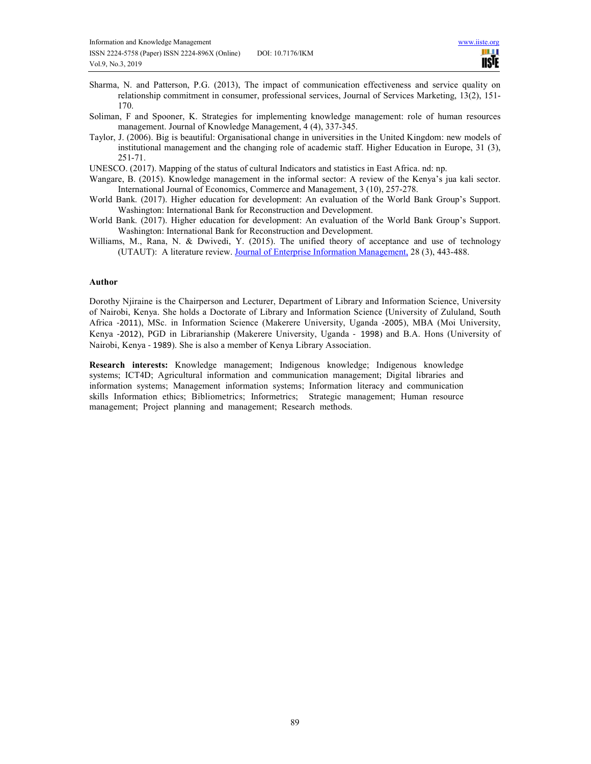Sharma, N. and Patterson, P.G. (2013), The impact of communication effectiveness and service quality on relationship commitment in consumer, professional services, Journal of Services Marketing, 13(2), 151-170.

Soliman, F and Spooner, K. Strategies for implementing knowledge management: role of human resources management. Journal of Knowledge Management, 4 (4), 337-345.

Taylor, J. (2006). Big is beautiful: Organisational change in universities in the United Kingdom: new models of institutional management and the changing role of academic staff. Higher Education in Europe, 31 (3), 251-71.

UNESCO. (2017). Mapping of the status of cultural Indicators and statistics in East Africa. nd: np.

Wangare, B. (2015). Knowledge management in the informal sector: A review of the Kenya's jua kali sector. International Journal of Economics, Commerce and Management, 3 (10), 257-278.

World Bank. (2017). Higher education for development: An evaluation of the World Bank Group's Support. Washington: International Bank for Reconstruction and Development.

World Bank. (2017). Higher education for development: An evaluation of the World Bank Group's Support. Washington: International Bank for Reconstruction and Development.

Williams, M., Rana, N. & Dwivedi, Y. (2015). The unified theory of acceptance and use of technology (UTAUT): A literature review. Journal of Enterprise Information Management, 28 (3), 443-488.

**Author**

Dorothy Njiraine is the Chairperson and Lecturer, Department of Library and Information Science, University of Nairobi, Kenya. She holds a Doctorate of Library and Information Science (University of Zululand, South Africa -2011), MSc. in Information Science (Makerere University, Uganda -2005), MBA (Moi University, Kenya -2012), PGD in Librarianship (Makerere University, Uganda - 1998) and B.A. Hons (University of Nairobi, Kenya - 1989). She is also a member of Kenya Library Association.

**Research interests:** Knowledge management; Indigenous knowledge; Indigenous knowledge systems; ICT4D; Agricultural information and communication management; Digital libraries and information systems; Management information systems; Information literacy and communication skills Information ethics; Bibliometrics; Informetrics; Strategic management; Human resource management; Project planning and management; Research methods.